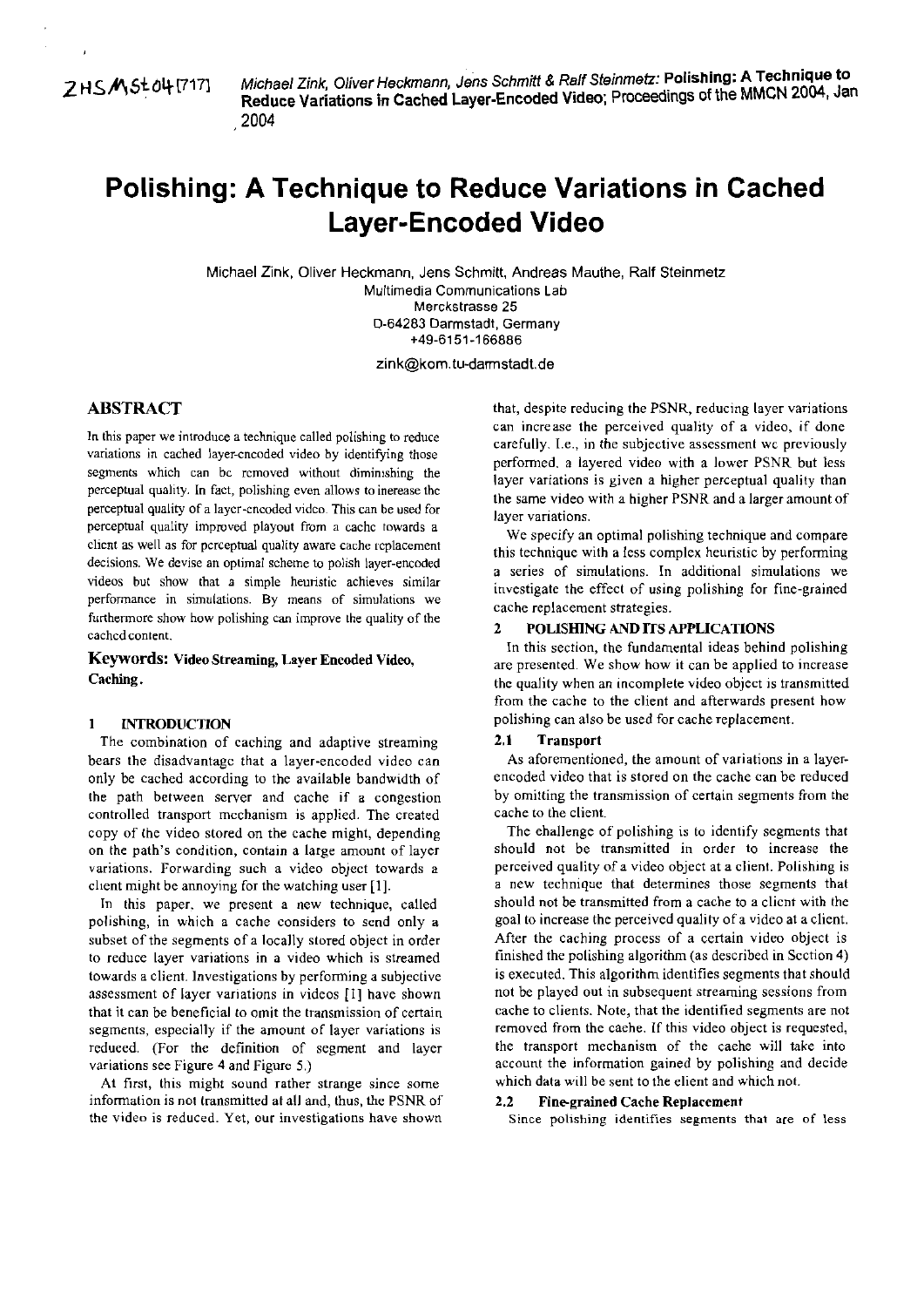ZHSMSt04[717] *Michael Zink, Oliver Heckmann, Jens Schmitt & Ralf Steinmetz:* **Polishing: A Technique to Reduce Variations in Cached Layer-Encoded Video**; Proceedings of the MMCN 2004, Jan 2004

# Polishing: A Technique to Reduce Variations in Cached Layer-Encoded Video

Michael Zink, Oliver Heckmann, Jens Schmitt, Andreas Mauthe, Ralf Steinmetz
Multimedia Communications Lab
Merckstrasse 25
D-64283 Darmstadt, Germany
+49-6151-166886

zink@kom.tu-darmstadt.de

## ABSTRACT

In this paper we introduce a technique called polishing to reduce variations in cached layer-encoded video by identifying those segments which can be removed without diminishing the perceptual quality. In fact, polishing even allows to increase the perceptual quality of a layer-encoded video. This can be used for perceptual quality improved playout from a cache towards a client as well as for perceptual quality aware cache replacement decisions. We devise an optimal scheme to polish layer-encoded videos but show that a simple heuristic achieves similar performance in simulations. By means of simulations we furthermore show how polishing can improve the quality of the cached content.

**Keywords: Video Streaming, Layer Encoded Video, Caching.**

## 1 INTRODUCTION

The combination of caching and adaptive streaming bears the disadvantage that a layer-encoded video can only be cached according to the available bandwidth of the path between server and cache if a congestion controlled transport mechanism is applied. The created copy of the video stored on the cache might, depending on the path's condition, contain a large amount of layer variations. Forwarding such a video object towards a client might be annoying for the watching user [1].

In this paper, we present a new technique, called polishing, in which a cache considers to send only a subset of the segments of a locally stored object in order to reduce layer variations in a video which is streamed towards a client. Investigations by performing a subjective assessment of layer variations in videos [1] have shown that it can be beneficial to omit the transmission of certain segments, especially if the amount of layer variations is reduced. (For the definition of segment and layer variations see Figure 4 and Figure 5.)

At first, this might sound rather strange since some information is not transmitted at all and, thus, the PSNR of the video is reduced. Yet, our investigations have shown that, despite reducing the PSNR, reducing layer variations can increase the perceived quality of a video, if done carefully. I.e., in the subjective assessment we previously performed, a layered video with a lower PSNR but less layer variations is given a higher perceptual quality than the same video with a higher PSNR and a larger amount of layer variations.

We specify an optimal polishing technique and compare this technique with a less complex heuristic by performing a series of simulations. In additional simulations we investigate the effect of using polishing for fine-grained cache replacement strategies.

## 2 POLISHING AND ITS APPLICATIONS

In this section, the fundamental ideas behind polishing are presented. We show how it can be applied to increase the quality when an incomplete video object is transmitted from the cache to the client and afterwards present how polishing can also be used for cache replacement.

### 2.1 Transport

As aforementioned, the amount of variations in a layer-encoded video that is stored on the cache can be reduced by omitting the transmission of certain segments from the cache to the client.

The challenge of polishing is to identify segments that should not be transmitted in order to increase the perceived quality of a video object at a client. Polishing is a new technique that determines those segments that should not be transmitted from a cache to a client with the goal to increase the perceived quality of a video at a client. After the caching process of a certain video object is finished the polishing algorithm (as described in Section 4) is executed. This algorithm identifies segments that should not be played out in subsequent streaming sessions from cache to clients. Note, that the identified segments are not removed from the cache. If this video object is requested, the transport mechanism of the cache will take into account the information gained by polishing and decide which data will be sent to the client and which not.

### 2.2 Fine-grained Cache Replacement

Since polishing identifies segments that are of less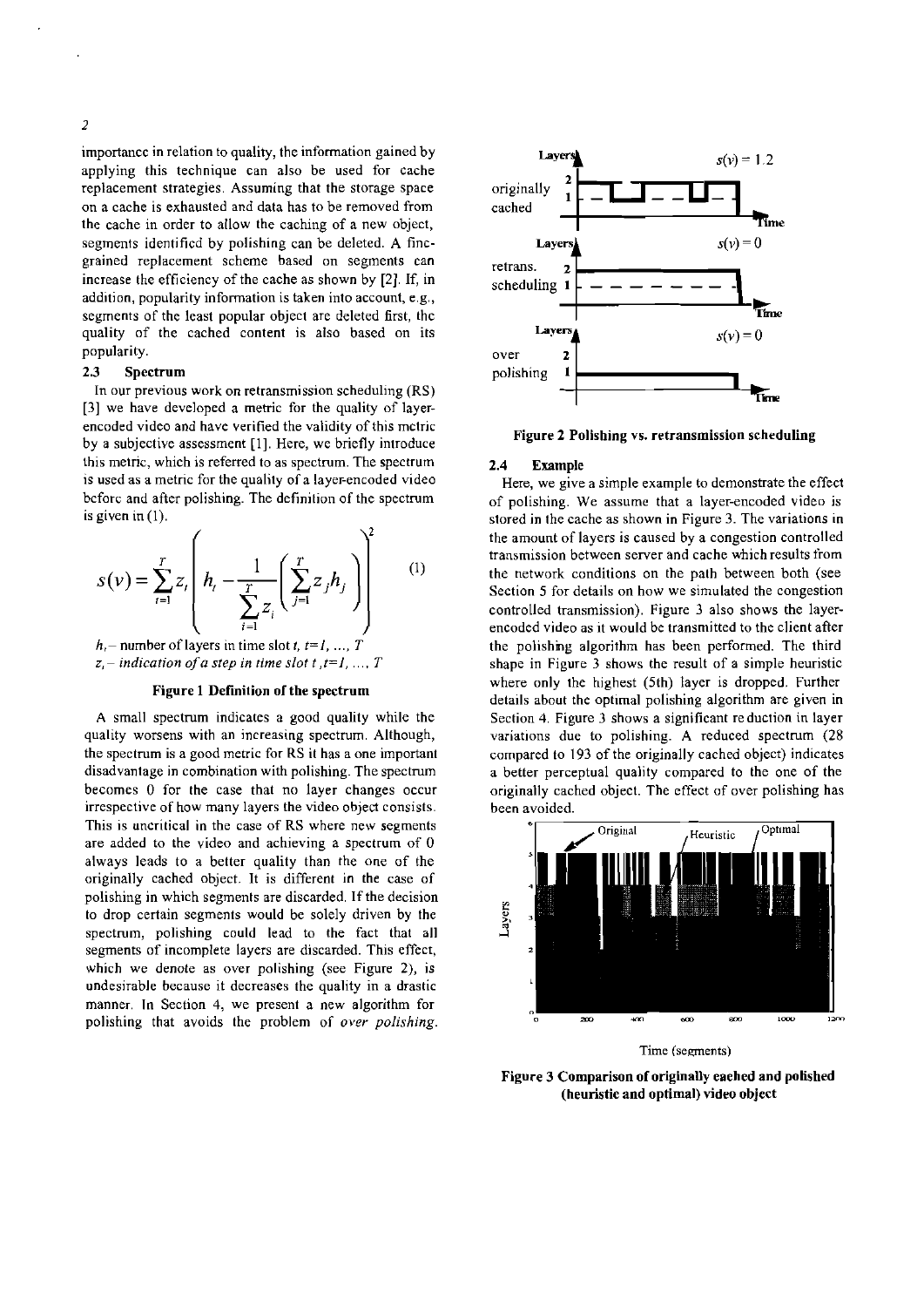importance in relation to quality, the information gained by applying this technique can also be used for cache replacement strategies. Assuming that the storage space on a cache is exhausted and data has to be removed from the cache in order to allow the caching of a new object, segments identified by polishing can be deleted. A fine-grained replacement scheme based on segments can increase the efficiency of the cache as shown by [2]. If, in addition, popularity information is taken into account, e.g., segments of the least popular object are deleted first, the quality of the cached content is also based on its popularity.

### 2.3 Spectrum

In our previous work on retransmission scheduling (RS) [3] we have developed a metric for the quality of layer-encoded video and have verified the validity of this metric by a subjective assessment [1]. Here, we briefly introduce this metric, which is referred to as spectrum. The spectrum is used as a metric for the quality of a layer-encoded video before and after polishing. The definition of the spectrum is given in (1).

$$s(v) = \sum_{t=1}^{T} z_t \left( h_t - \frac{1}{\sum_{i=1}^{T} z_i} \left( \sum_{j=1}^{T} z_j h_j \right) \right)^2 \quad (1)$$

$h_t$ – number of layers in time slot $t$, $t=1, \ldots, T$

*$z_t$ – indication of a step in time slot $t$, $t=1, \ldots, T$*

**Figure 1 Definition of the spectrum**

A small spectrum indicates a good quality while the quality worsens with an increasing spectrum. Although, the spectrum is a good metric for RS it has a one important disadvantage in combination with polishing. The spectrum becomes 0 for the case that no layer changes occur irrespective of how many layers the video object consists. This is uncritical in the case of RS where new segments are added to the video and achieving a spectrum of 0 always leads to a better quality than the one of the originally cached object. It is different in the case of polishing in which segments are discarded. If the decision to drop certain segments would be solely driven by the spectrum, polishing could lead to the fact that all segments of incomplete layers are discarded. This effect, which we denote as over polishing (see Figure 2), is undesirable because it decreases the quality in a drastic manner. In Section 4, we present a new algorithm for polishing that avoids the problem of *over polishing*.

**Figure 2 Polishing vs. retransmission scheduling**

### 2.4 Example

Here, we give a simple example to demonstrate the effect of polishing. We assume that a layer-encoded video is stored in the cache as shown in Figure 3. The variations in the amount of layers is caused by a congestion controlled transmission between server and cache which results from the network conditions on the path between both (see Section 5 for details on how we simulated the congestion controlled transmission). Figure 3 also shows the layer-encoded video as it would be transmitted to the client after the polishing algorithm has been performed. The third shape in Figure 3 shows the result of a simple heuristic where only the highest (5th) layer is dropped. Further details about the optimal polishing algorithm are given in Section 4. Figure 3 shows a significant reduction in layer variations due to polishing. A reduced spectrum (28 compared to 193 of the originally cached object) indicates a better perceptual quality compared to the one of the originally cached object. The effect of over polishing has been avoided.

**Figure 3 Comparison of originally cached and polished (heuristic and optimal) video object**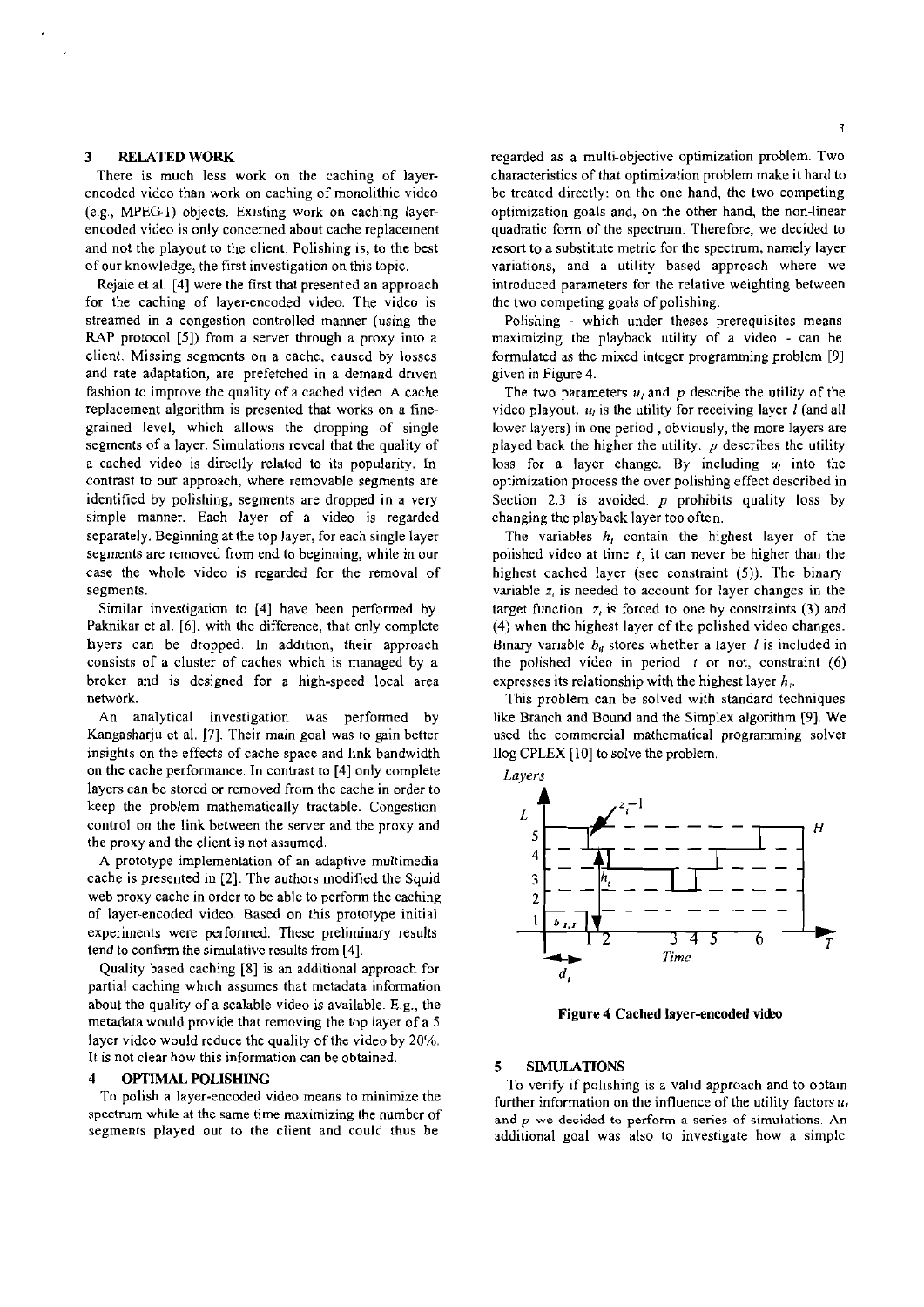## 3 RELATED WORK

There is much less work on the caching of layer-encoded video than work on caching of monolithic video (e.g., MPEG-1) objects. Existing work on caching layer-encoded video is only concerned about cache replacement and not the playout to the client. Polishing is, to the best of our knowledge, the first investigation on this topic.

Rejaie et al. [4] were the first that presented an approach for the caching of layer-encoded video. The video is streamed in a congestion controlled manner (using the RAP protocol [5]) from a server through a proxy into a client. Missing segments on a cache, caused by losses and rate adaptation, are prefetched in a demand driven fashion to improve the quality of a cached video. A cache replacement algorithm is presented that works on a fine-grained level, which allows the dropping of single segments of a layer. Simulations reveal that the quality of a cached video is directly related to its popularity. In contrast to our approach, where removable segments are identified by polishing, segments are dropped in a very simple manner. Each layer of a video is regarded separately. Beginning at the top layer, for each single layer segments are removed from end to beginning, while in our case the whole video is regarded for the removal of segments.

Similar investigation to [4] have been performed by Paknikar et al. [6], with the difference, that only complete layers can be dropped. In addition, their approach consists of a cluster of caches which is managed by a broker and is designed for a high-speed local area network.

An analytical investigation was performed by Kangasharju et al. [7]. Their main goal was to gain better insights on the effects of cache space and link bandwidth on the cache performance. In contrast to [4] only complete layers can be stored or removed from the cache in order to keep the problem mathematically tractable. Congestion control on the link between the server and the proxy and the proxy and the client is not assumed.

A prototype implementation of an adaptive multimedia cache is presented in [2]. The authors modified the Squid web proxy cache in order to be able to perform the caching of layer-encoded video. Based on this prototype initial experiments were performed. These preliminary results tend to confirm the simulative results from [4].

Quality based caching [8] is an additional approach for partial caching which assumes that metadata information about the quality of a scalable video is available. E.g., the metadata would provide that removing the top layer of a 5 layer video would reduce the quality of the video by 20%. It is not clear how this information can be obtained.

## 4 OPTIMAL POLISHING

To polish a layer-encoded video means to minimize the spectrum while at the same time maximizing the number of segments played out to the client and could thus be regarded as a multi-objective optimization problem. Two characteristics of that optimization problem make it hard to be treated directly: on the one hand, the two competing optimization goals and, on the other hand, the non-linear quadratic form of the spectrum. Therefore, we decided to resort to a substitute metric for the spectrum, namely layer variations, and a utility based approach where we introduced parameters for the relative weighting between the two competing goals of polishing.

Polishing - which under theses prerequisites means maximizing the playback utility of a video - can be formulated as the mixed integer programming problem [9] given in Figure 4.

The two parameters $u_l$ and $p$ describe the utility of the video playout. $u_l$ is the utility for receiving layer $l$ (and all lower layers) in one period , obviously, the more layers are played back the higher the utility. $p$ describes the utility loss for a layer change. By including $u_l$ into the optimization process the over polishing effect described in Section 2.3 is avoided. $p$ prohibits quality loss by changing the playback layer too often.

The variables $h_t$ contain the highest layer of the polished video at time $t$, it can never be higher than the highest cached layer (see constraint (5)). The binary variable $z_t$ is needed to account for layer changes in the target function. $z_t$ is forced to one by constraints (3) and (4) when the highest layer of the polished video changes. Binary variable $b_{tl}$ stores whether a layer $l$ is included in the polished video in period $t$ or not, constraint (6) expresses its relationship with the highest layer $h_t$.

This problem can be solved with standard techniques like Branch and Bound and the Simplex algorithm [9]. We used the commercial mathematical programming solver Ilog CPLEX [10] to solve the problem.

**Figure 4 Cached layer-encoded video**

## 5 SIMULATIONS

To verify if polishing is a valid approach and to obtain further information on the influence of the utility factors $u_l$ and $p$ we decided to perform a series of simulations. An additional goal was also to investigate how a simple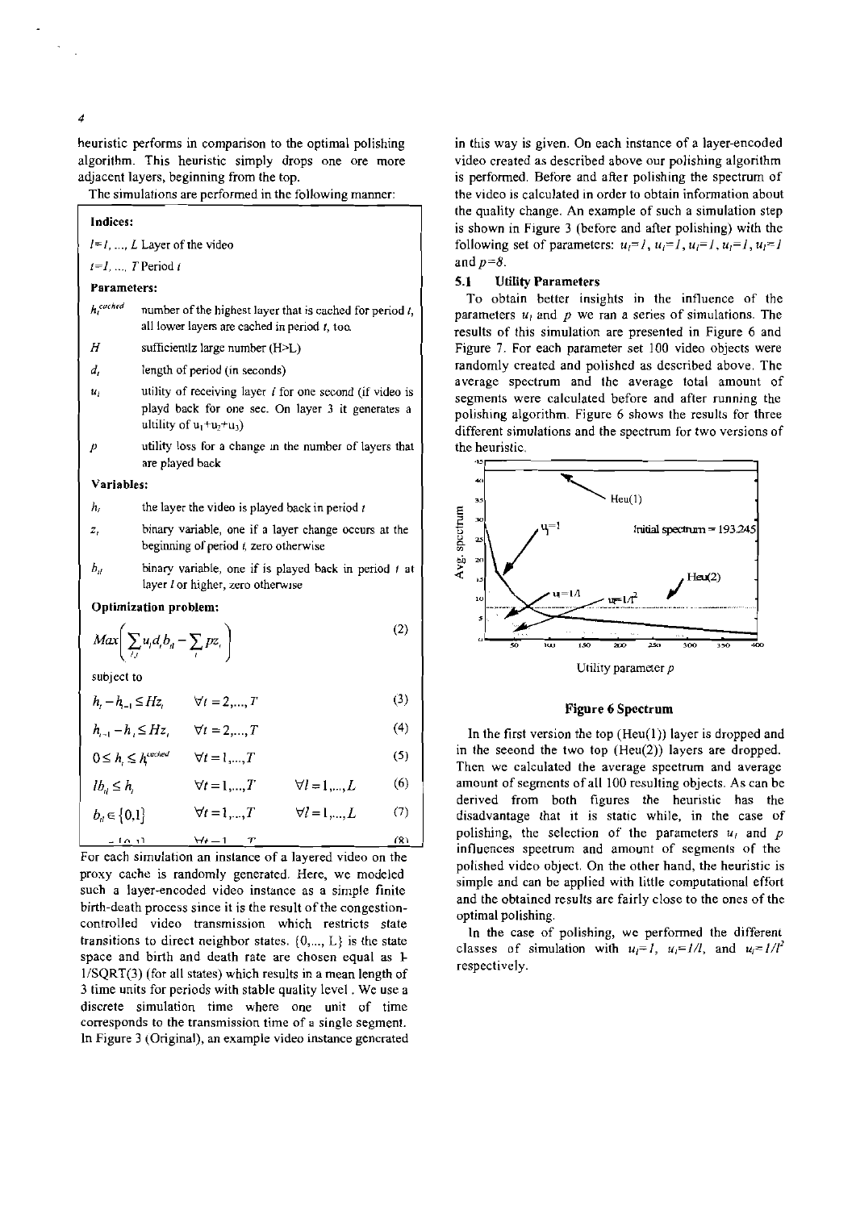heuristic performs in comparison to the optimal polishing algorithm. This heuristic simply drops one ore more adjacent layers, beginning from the top.

The simulations are performed in the following manner:

**Indices:**

$l=1, ..., L$ Layer of the video

$t=1, ..., T$ Period $t$

**Parameters:**

$h_t^{cached}$ number of the highest layer that is cached for period $t$, all lower layers are cached in period $t$, too.

$H$ sufficientlz large number (H>L)

$d_t$ length of period (in seconds)

$u_l$ utility of receiving layer $l$ for one second (if video is playd back for one sec. On layer 3 it generates a ultility of $u_1+u_2+u_3$)

$p$ utility loss for a change in the number of layers that are played back

**Variables:**

$h_t$ the layer the video is played back in period $t$

$z_t$ binary variable, one if a layer change occurs at the beginning of period $t$, zero otherwise

$b_{tl}$ binary variable, one if is played back in period $t$ at layer $l$ or higher, zero otherwise

**Optimization problem:**

$$Max\left(\sum_{l,t} u_l d_t b_{tl} - \sum_t p z_t\right) \tag{2}$$

subject to

$$h_t - h_{t-1} \leq H z_t \qquad \forall t = 2,...,T \tag{3}$$

$$h_{t-1} - h_t \leq H z_t \qquad \forall t = 2,...,T \tag{4}$$

$$0 \leq h_t \leq h_t^{cached} \qquad \forall t = 1,...,T \tag{5}$$

$$l b_{tl} \leq h_t \qquad \forall t = 1,...,T \qquad \forall l = 1,...,L \tag{6}$$

$$b_{tl} \in \{0,1\} \qquad \forall t = 1,...,T \qquad \forall l = 1,...,L \tag{7}$$

$$z_t \in \{0,1\} \qquad \forall t = 1,...,T \tag{8}$$

For each simulation an instance of a layered video on the proxy cache is randomly generated. Here, we modeled such a layer-encoded video instance as a simple finite birth-death process since it is the result of the congestion-controlled video transmission which restricts state transitions to direct neighbor states. {0,..., L} is the state space and birth and death rate are chosen equal as 1-1/SQRT(3) (for all states) which results in a mean length of 3 time units for periods with stable quality level. We use a discrete simulation time where one unit of time corresponds to the transmission time of a single segment. In Figure 3 (Original), an example video instance generated in this way is given. On each instance of a layer-encoded video created as described above our polishing algorithm is performed. Before and after polishing the spectrum of the video is calculated in order to obtain information about the quality change. An example of such a simulation step is shown in Figure 3 (before and after polishing) with the following set of parameters: $u_1=1$, $u_2=1$, $u_3=1$, $u_4=1$, $u_5=1$ and $p=8$.

### 5.1 Utility Parameters

To obtain better insights in the influence of the parameters $u_l$ and $p$ we ran a series of simulations. The results of this simulation are presented in Figure 6 and Figure 7. For each parameter set 100 video objects were randomly created and polished as described above. The average spectrum and the average total amount of segments were calculated before and after running the polishing algorithm. Figure 6 shows the results for three different simulations and the spectrum for two versions of the heuristic.

**Figure 6 Spectrum**

In the first version the top (Heu(1)) layer is dropped and in the second the two top (Heu(2)) layers are dropped. Then we calculated the average spectrum and average amount of segments of all 100 resulting objects. As can be derived from both figures the heuristic has the disadvantage that it is static while, in the case of polishing, the selection of the parameters $u_l$ and $p$ influences spectrum and amount of segments of the polished video object. On the other hand, the heuristic is simple and can be applied with little computational effort and the obtained results are fairly close to the ones of the optimal polishing.

In the case of polishing, we performed the different classes of simulation with $u_l=1$, $u_l=1/l$, and $u_l=1/l^2$ respectively.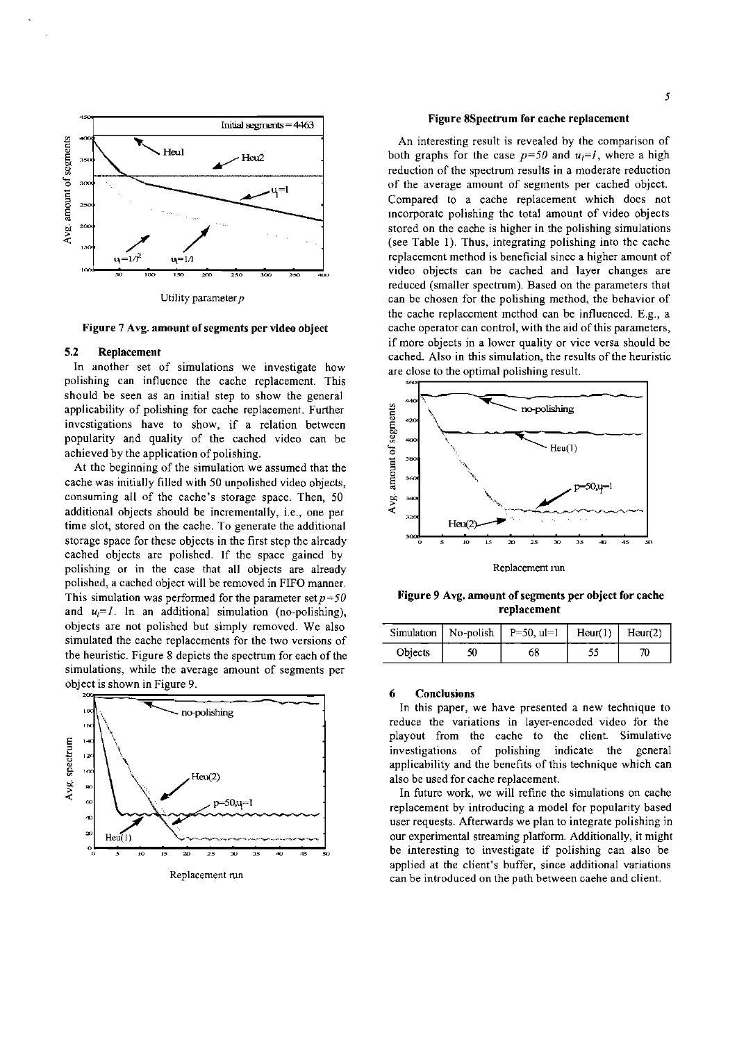Figure 7 Avg. amount of segments per video object

### 5.2 Replacement

In another set of simulations we investigate how polishing can influence the cache replacement. This should be seen as an initial step to show the general applicability of polishing for cache replacement. Further investigations have to show, if a relation between popularity and quality of the cached video can be achieved by the application of polishing.

At the beginning of the simulation we assumed that the cache was initially filled with 50 unpolished video objects, consuming all of the cache's storage space. Then, 50 additional objects should be incrementally, i.e., one per time slot, stored on the cache. To generate the additional storage space for these objects in the first step the already cached objects are polished. If the space gained by polishing or in the case that all objects are already polished, a cached object will be removed in FIFO manner. This simulation was performed for the parameter set $p=50$ and $u_l=1$. In an additional simulation (no-polishing), objects are not polished but simply removed. We also simulated the cache replacements for the two versions of the heuristic. Figure 8 depicts the spectrum for each of the simulations, while the average amount of segments per object is shown in Figure 9.

Figure 8 Spectrum for cache replacement

An interesting result is revealed by the comparison of both graphs for the case $p=50$ and $u_l=1$, where a high reduction of the spectrum results in a moderate reduction of the average amount of segments per cached object. Compared to a cache replacement which does not incorporate polishing the total amount of video objects stored on the cache is higher in the polishing simulations (see Table 1). Thus, integrating polishing into the cache replacement method is beneficial since a higher amount of video objects can be cached and layer changes are reduced (smaller spectrum). Based on the parameters that can be chosen for the polishing method, the behavior of the cache replacement method can be influenced. E.g., a cache operator can control, with the aid of this parameters, if more objects in a lower quality or vice versa should be cached. Also in this simulation, the results of the heuristic are close to the optimal polishing result.

Figure 9 Avg. amount of segments per object for cache replacement

| Simulation | No-polish | P=50, ul=1 | Heur(1) | Heur(2) |
|---|---|---|---|---|
| Objects | 50 | 68 | 55 | 70 |

### 6 Conclusions

In this paper, we have presented a new technique to reduce the variations in layer-encoded video for the playout from the cache to the client. Simulative investigations of polishing indicate the general applicability and the benefits of this technique which can also be used for cache replacement.

In future work, we will refine the simulations on cache replacement by introducing a model for popularity based user requests. Afterwards we plan to integrate polishing in our experimental streaming platform. Additionally, it might be interesting to investigate if polishing can also be applied at the client's buffer, since additional variations can be introduced on the path between cache and client.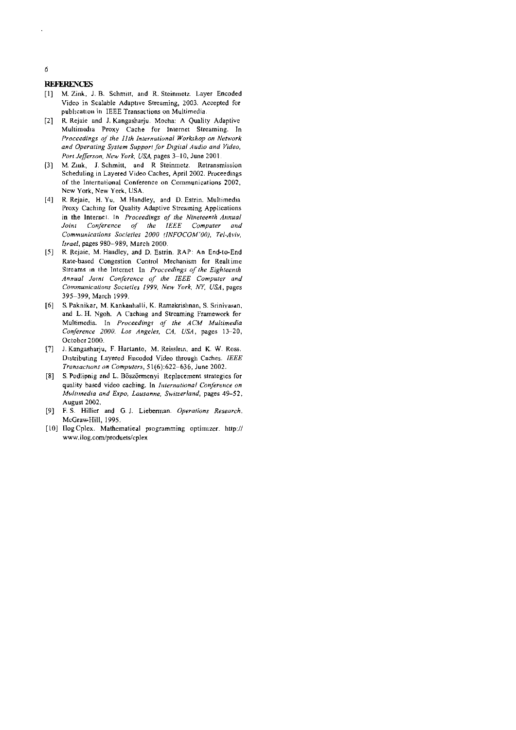## REFERENCES

[1] M. Zink, J. B. Schmitt, and R. Steinmetz. Layer Encoded Video in Scalable Adaptive Streaming, 2003. Accepted for publication in IEEE Transactions on Multimedia.

[2] R. Rejaie and J. Kangasharju. Mocha: A Quality Adaptive Multimedia Proxy Cache for Internet Streaming. In *Proceedings of the 11th International Workshop on Network and Operating System Support for Digital Audio and Video, Port Jefferson, New York, USA*, pages 3–10, June 2001.

[3] M. Zink, J. Schmitt, and R Steinmetz. Retransmission Scheduling in Layered Video Caches, April 2002. Proceedings of the International Conference on Communications 2002, New York, New York, USA.

[4] R. Rejaie, H. Yu, M. Handley, and D. Estrin. Multimedia Proxy Caching for Quality Adaptive Streaming Applications in the Internet. In *Proceedings of the Nineteenth Annual Joint Conference of the IEEE Computer and Communications Societies 2000 (INFOCOM'00), Tel-Aviv, Israel*, pages 980–989, March 2000.

[5] R. Rejaie, M. Handley, and D. Estrin. RAP: An End-to-End Rate-based Congestion Control Mechanism for Realtime Streams in the Internet. In *Proceedings of the Eighteenth Annual Joint Conference of the IEEE Computer and Communications Societies 1999, New York, NY, USA*, pages 395–399, March 1999.

[6] S. Paknikar, M. Kankanhalli, K. Ramakrishnan, S. Srinivasan, and L. H. Ngoh. A Caching and Streaming Framework for Multimedia. In *Proceedings of the ACM Multimedia Conference 2000, Los Angeles, CA, USA*, pages 13–20, October 2000.

[7] J. Kangasharju, F. Hartanto, M. Reisslein, and K. W. Ross. Distributing Layered Encoded Video through Caches. *IEEE Transactions on Computers*, 51(6):622–636, June 2002.

[8] S. Podlipnig and L. Böszörmenyi. Replacement strategies for quality based video caching. In *International Conference on Multimedia and Expo, Lausanne, Switzerland*, pages 49–52, August 2002.

[9] F. S. Hillier and G. J. Lieberman. *Operations Research*. McGraw-Hill, 1995.

[10] Ilog Cplex. Mathematical programming optimizer. http://www.ilog.com/products/cplex